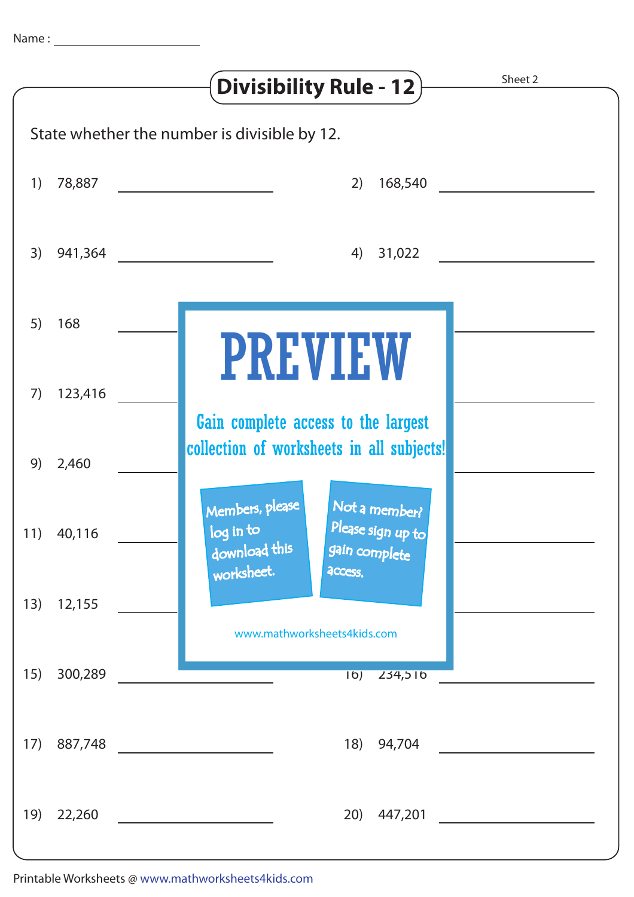Name : ____________________

# Divisibility Rule - 12

Sheet 2

State whether the number is divisible by 12.

1) 78,887 ____________________

2) 168,540 ____________________

3) 941,364 ____________________

4) 31,022 ____________________

5) 168 ____________________

7) 123,416 ____________________

9) 2,460 ____________________

11) 40,116 ____________________

13) 12,155 ____________________

15) 300,289 ____________________

16) 234,516 ____________________

17) 887,748 ____________________

18) 94,704 ____________________

19) 22,260 ____________________

20) 447,201 ____________________

PREVIEW

Gain complete access to the largest collection of worksheets in all subjects!

Members, please log in to download this worksheet.

Not a member? Please sign up to gain complete access.

www.mathworksheets4kids.com

Printable Worksheets @ www.mathworksheets4kids.com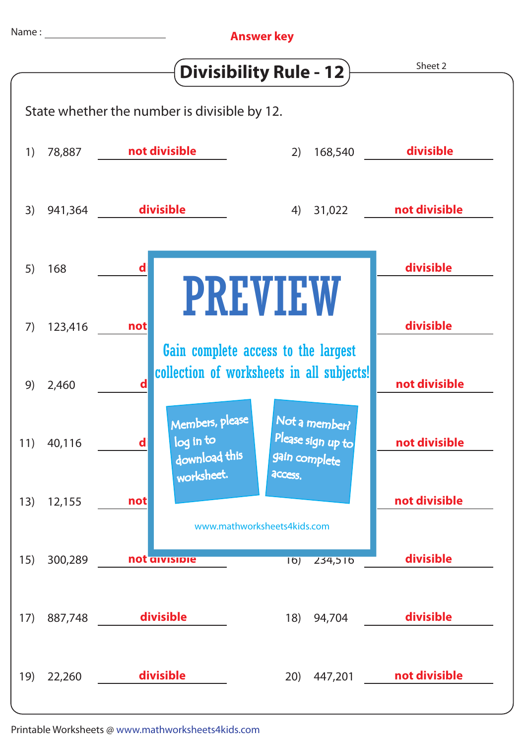Name : ________________

**Answer key**

# Divisibility Rule - 12

Sheet 2

State whether the number is divisible by 12.

1) 78,887 **not divisible**

2) 168,540 **divisible**

3) 941,364 **divisible**

4) 31,022 **not divisible**

5) 168 **d**

**divisible**

7) 123,416 **not**

**divisible**

9) 2,460 **d**

**not divisible**

11) 40,116 **d**

**not divisible**

13) 12,155 **not**

**not divisible**

# PREVIEW

Gain complete access to the largest collection of worksheets in all subjects!

Members, please log in to download this worksheet.

Not a member? Please sign up to gain complete access.

www.mathworksheets4kids.com

15) 300,289 **not divisible**

16) 234,516 **divisible**

17) 887,748 **divisible**

18) 94,704 **divisible**

19) 22,260 **divisible**

20) 447,201 **not divisible**

Printable Worksheets @ www.mathworksheets4kids.com